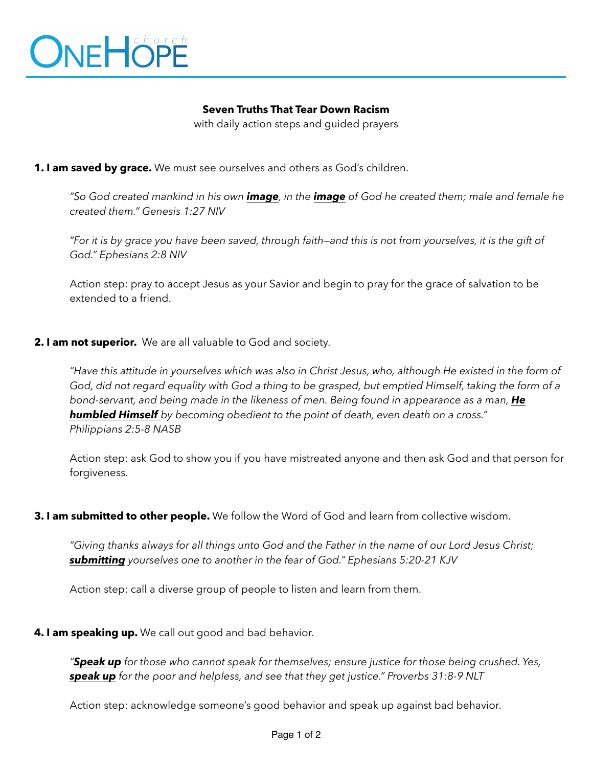# OneHope church

**Seven Truths That Tear Down Racism**

with daily action steps and guided prayers

**1. I am saved by grace.** We must see ourselves and others as God's children.

> *"So God created mankind in his own **image**, in the **image** of God he created them; male and female he created them." Genesis 1:27 NIV*
>
> *"For it is by grace you have been saved, through faith—and this is not from yourselves, it is the gift of God." Ephesians 2:8 NIV*
>
> Action step: pray to accept Jesus as your Savior and begin to pray for the grace of salvation to be extended to a friend.

**2. I am not superior.** We are all valuable to God and society.

> *"Have this attitude in yourselves which was also in Christ Jesus, who, although He existed in the form of God, did not regard equality with God a thing to be grasped, but emptied Himself, taking the form of a bond-servant, and being made in the likeness of men. Being found in appearance as a man, **He humbled Himself** by becoming obedient to the point of death, even death on a cross." Philippians 2:5-8 NASB*
>
> Action step: ask God to show you if you have mistreated anyone and then ask God and that person for forgiveness.

**3. I am submitted to other people.** We follow the Word of God and learn from collective wisdom.

> *"Giving thanks always for all things unto God and the Father in the name of our Lord Jesus Christ; **submitting** yourselves one to another in the fear of God." Ephesians 5:20-21 KJV*
>
> Action step: call a diverse group of people to listen and learn from them.

**4. I am speaking up.** We call out good and bad behavior.

> *"**Speak up** for those who cannot speak for themselves; ensure justice for those being crushed. Yes, **speak up** for the poor and helpless, and see that they get justice." Proverbs 31:8-9 NLT*
>
> Action step: acknowledge someone's good behavior and speak up against bad behavior.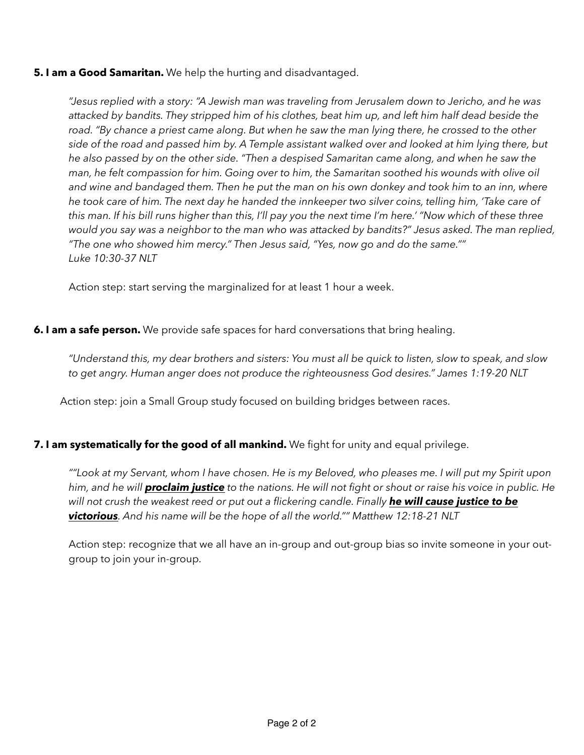**5. I am a Good Samaritan.** We help the hurting and disadvantaged.

> *"Jesus replied with a story: "A Jewish man was traveling from Jerusalem down to Jericho, and he was attacked by bandits. They stripped him of his clothes, beat him up, and left him half dead beside the road. "By chance a priest came along. But when he saw the man lying there, he crossed to the other side of the road and passed him by. A Temple assistant walked over and looked at him lying there, but he also passed by on the other side. "Then a despised Samaritan came along, and when he saw the man, he felt compassion for him. Going over to him, the Samaritan soothed his wounds with olive oil and wine and bandaged them. Then he put the man on his own donkey and took him to an inn, where he took care of him. The next day he handed the innkeeper two silver coins, telling him, 'Take care of this man. If his bill runs higher than this, I'll pay you the next time I'm here.' "Now which of these three would you say was a neighbor to the man who was attacked by bandits?" Jesus asked. The man replied, "The one who showed him mercy." Then Jesus said, "Yes, now go and do the same.""*
> *Luke 10:30-37 NLT*
>
> Action step: start serving the marginalized for at least 1 hour a week.

**6. I am a safe person.** We provide safe spaces for hard conversations that bring healing.

> *"Understand this, my dear brothers and sisters: You must all be quick to listen, slow to speak, and slow to get angry. Human anger does not produce the righteousness God desires." James 1:19-20 NLT*
>
> Action step: join a Small Group study focused on building bridges between races.

**7. I am systematically for the good of all mankind.** We fight for unity and equal privilege.

> *""Look at my Servant, whom I have chosen. He is my Beloved, who pleases me. I will put my Spirit upon him, and he will **proclaim justice** to the nations. He will not fight or shout or raise his voice in public. He will not crush the weakest reed or put out a flickering candle. Finally **he will cause justice to be victorious**. And his name will be the hope of all the world."" Matthew 12:18-21 NLT*
>
> Action step: recognize that we all have an in-group and out-group bias so invite someone in your out-group to join your in-group.